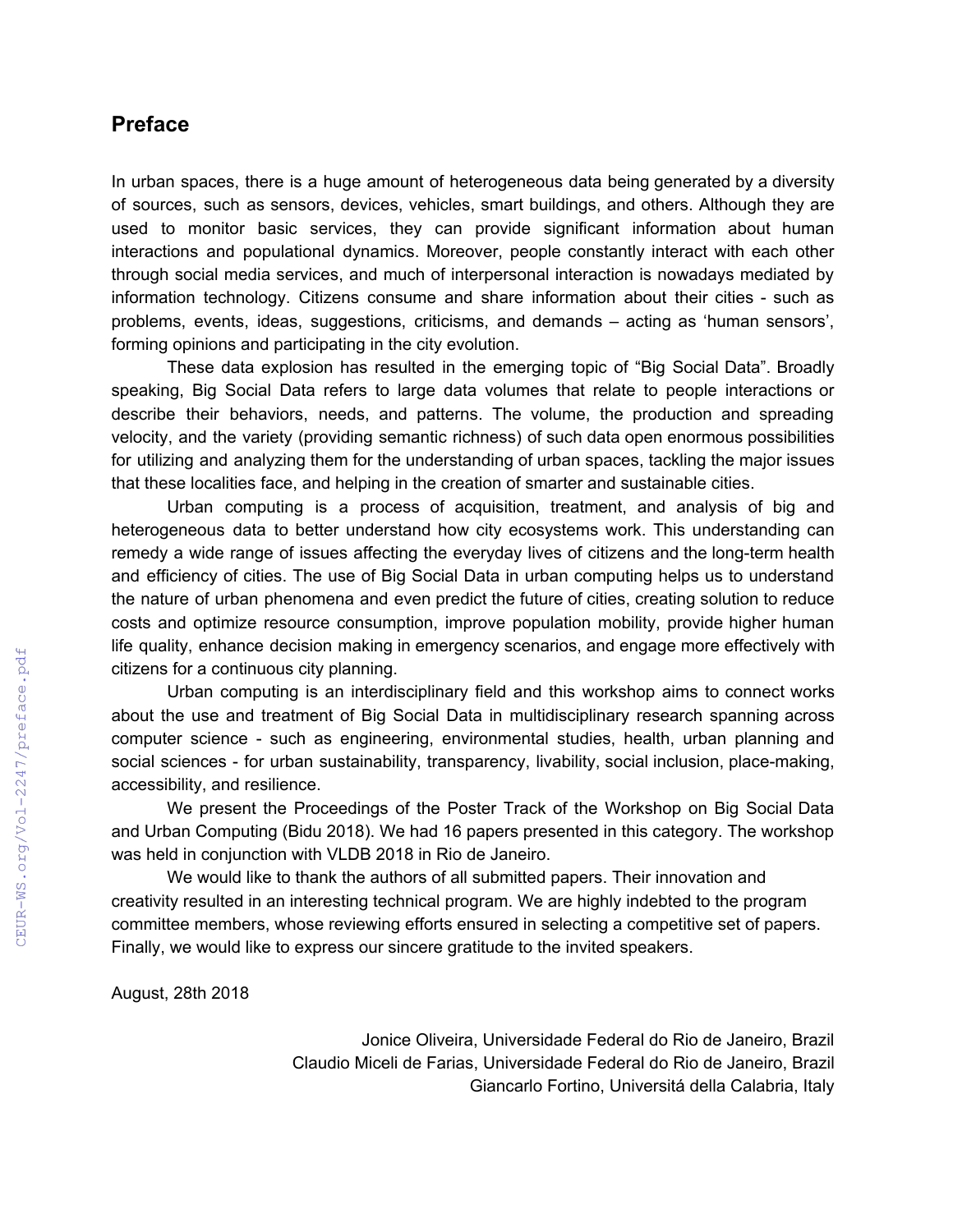## Preface

In urban spaces, there is a huge amount of heterogeneous data being generated by a diversity of sources, such as sensors, devices, vehicles, smart buildings, and others. Although they are used to monitor basic services, they can provide significant information about human interactions and populational dynamics. Moreover, people constantly interact with each other through social media services, and much of interpersonal interaction is nowadays mediated by information technology. Citizens consume and share information about their cities - such as problems, events, ideas, suggestions, criticisms, and demands – acting as ‘human sensors’, forming opinions and participating in the city evolution.

These data explosion has resulted in the emerging topic of “Big Social Data”. Broadly speaking, Big Social Data refers to large data volumes that relate to people interactions or describe their behaviors, needs, and patterns. The volume, the production and spreading velocity, and the variety (providing semantic richness) of such data open enormous possibilities for utilizing and analyzing them for the understanding of urban spaces, tackling the major issues that these localities face, and helping in the creation of smarter and sustainable cities.

Urban computing is a process of acquisition, treatment, and analysis of big and heterogeneous data to better understand how city ecosystems work. This understanding can remedy a wide range of issues affecting the everyday lives of citizens and the long-term health and efficiency of cities. The use of Big Social Data in urban computing helps us to understand the nature of urban phenomena and even predict the future of cities, creating solution to reduce costs and optimize resource consumption, improve population mobility, provide higher human life quality, enhance decision making in emergency scenarios, and engage more effectively with citizens for a continuous city planning.

Urban computing is an interdisciplinary field and this workshop aims to connect works about the use and treatment of Big Social Data in multidisciplinary research spanning across computer science - such as engineering, environmental studies, health, urban planning and social sciences - for urban sustainability, transparency, livability, social inclusion, place-making, accessibility, and resilience.

We present the Proceedings of the Poster Track of the Workshop on Big Social Data and Urban Computing (Bidu 2018). We had 16 papers presented in this category. The workshop was held in conjunction with VLDB 2018 in Rio de Janeiro.

We would like to thank the authors of all submitted papers. Their innovation and creativity resulted in an interesting technical program. We are highly indebted to the program committee members, whose reviewing efforts ensured in selecting a competitive set of papers. Finally, we would like to express our sincere gratitude to the invited speakers.

August, 28th 2018

Jonice Oliveira, Universidade Federal do Rio de Janeiro, Brazil
Claudio Miceli de Farias, Universidade Federal do Rio de Janeiro, Brazil
Giancarlo Fortino, Universitá della Calabria, Italy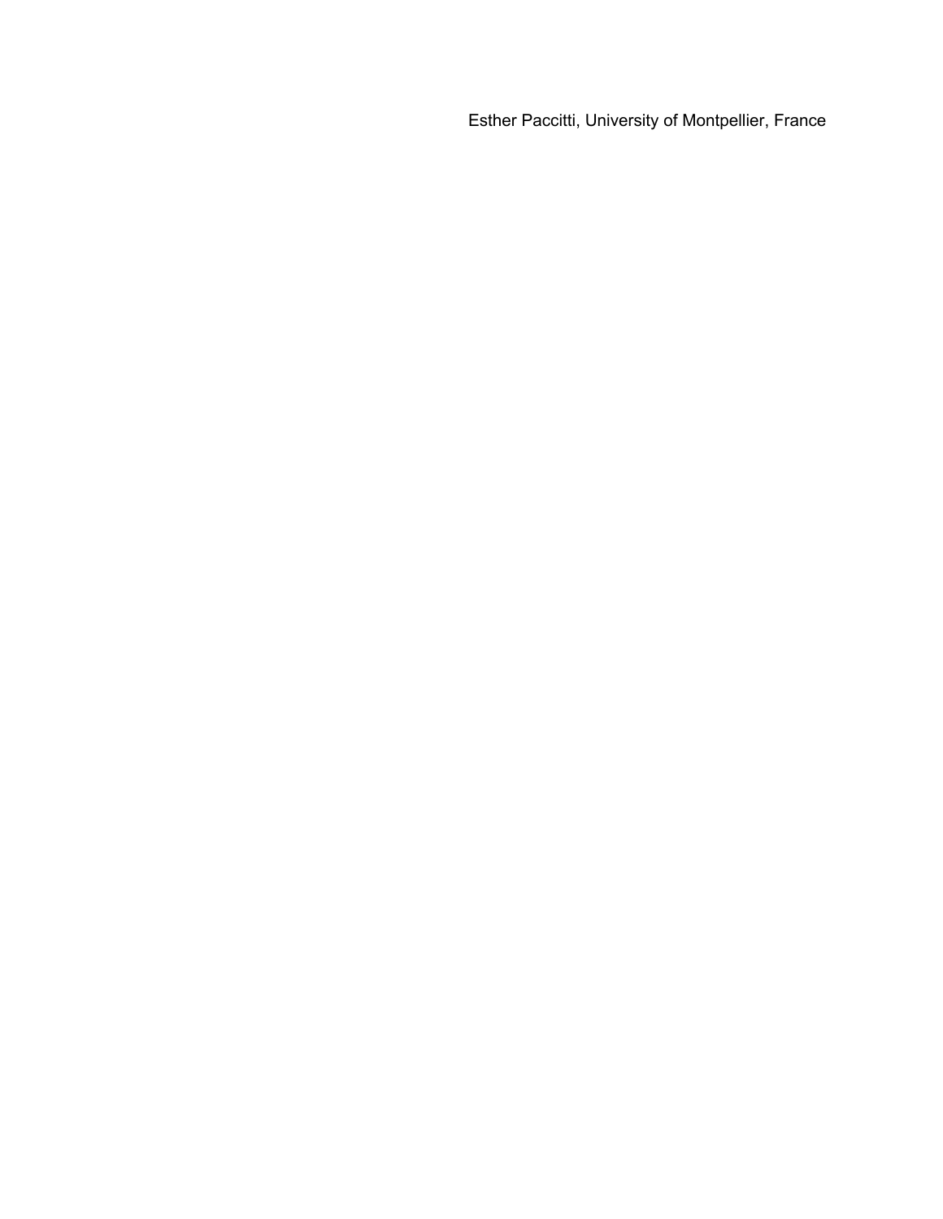Esther Paccitti, University of Montpellier, France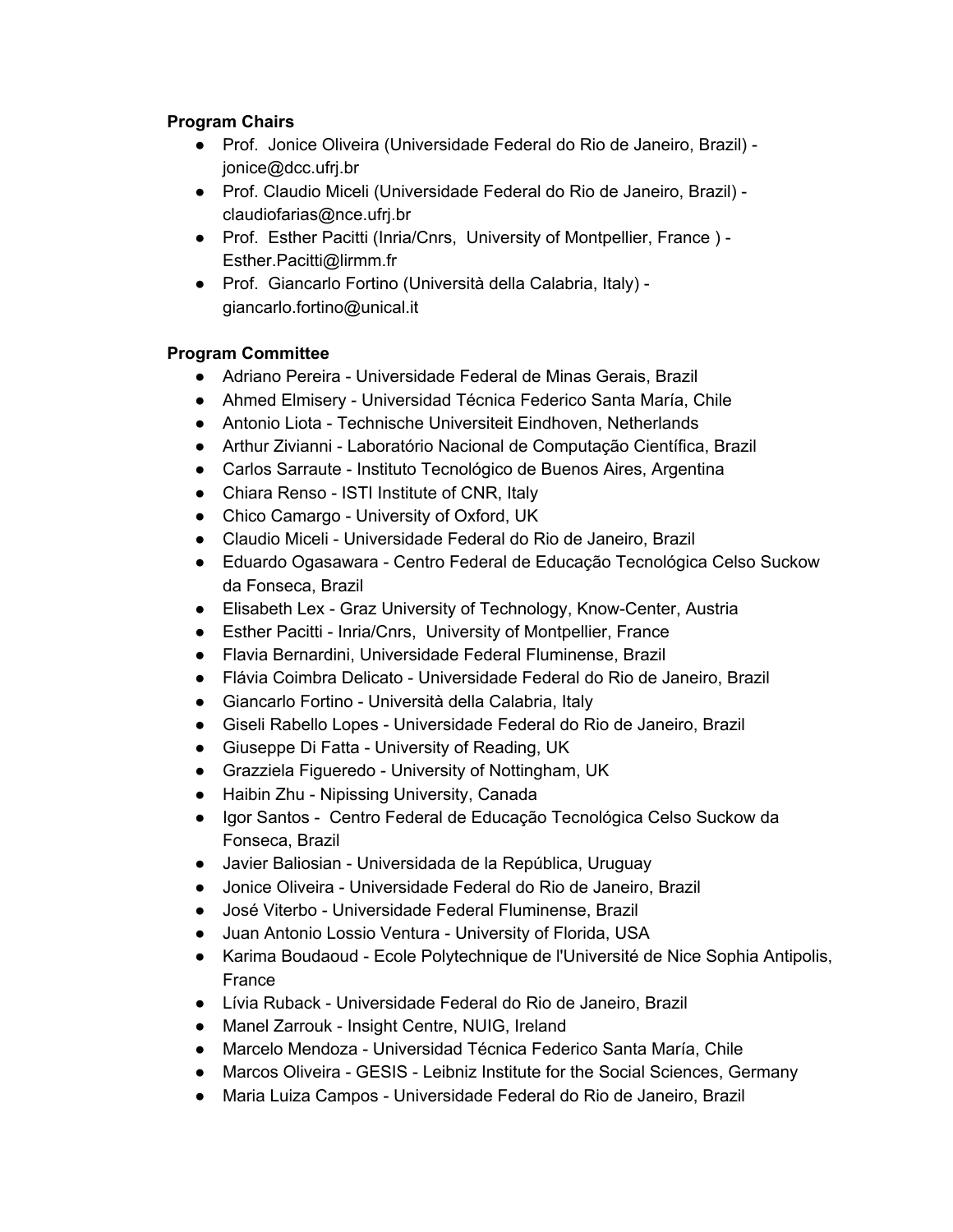**Program Chairs**

- Prof. Jonice Oliveira (Universidade Federal do Rio de Janeiro, Brazil) - jonice@dcc.ufrj.br
- Prof. Claudio Miceli (Universidade Federal do Rio de Janeiro, Brazil) - claudiofarias@nce.ufrj.br
- Prof. Esther Pacitti (Inria/Cnrs, University of Montpellier, France ) - Esther.Pacitti@lirmm.fr
- Prof. Giancarlo Fortino (Università della Calabria, Italy) - giancarlo.fortino@unical.it

**Program Committee**

- Adriano Pereira - Universidade Federal de Minas Gerais, Brazil
- Ahmed Elmisery - Universidad Técnica Federico Santa María, Chile
- Antonio Liota - Technische Universiteit Eindhoven, Netherlands
- Arthur Zivianni - Laboratório Nacional de Computação Científica, Brazil
- Carlos Sarraute - Instituto Tecnológico de Buenos Aires, Argentina
- Chiara Renso - ISTI Institute of CNR, Italy
- Chico Camargo - University of Oxford, UK
- Claudio Miceli - Universidade Federal do Rio de Janeiro, Brazil
- Eduardo Ogasawara - Centro Federal de Educação Tecnológica Celso Suckow da Fonseca, Brazil
- Elisabeth Lex - Graz University of Technology, Know-Center, Austria
- Esther Pacitti - Inria/Cnrs, University of Montpellier, France
- Flavia Bernardini, Universidade Federal Fluminense, Brazil
- Flávia Coimbra Delicato - Universidade Federal do Rio de Janeiro, Brazil
- Giancarlo Fortino - Università della Calabria, Italy
- Giseli Rabello Lopes - Universidade Federal do Rio de Janeiro, Brazil
- Giuseppe Di Fatta - University of Reading, UK
- Grazziela Figueredo - University of Nottingham, UK
- Haibin Zhu - Nipissing University, Canada
- Igor Santos - Centro Federal de Educação Tecnológica Celso Suckow da Fonseca, Brazil
- Javier Baliosian - Universidada de la República, Uruguay
- Jonice Oliveira - Universidade Federal do Rio de Janeiro, Brazil
- José Viterbo - Universidade Federal Fluminense, Brazil
- Juan Antonio Lossio Ventura - University of Florida, USA
- Karima Boudaoud - Ecole Polytechnique de l'Université de Nice Sophia Antipolis, France
- Lívia Ruback - Universidade Federal do Rio de Janeiro, Brazil
- Manel Zarrouk - Insight Centre, NUIG, Ireland
- Marcelo Mendoza - Universidad Técnica Federico Santa María, Chile
- Marcos Oliveira - GESIS - Leibniz Institute for the Social Sciences, Germany
- Maria Luiza Campos - Universidade Federal do Rio de Janeiro, Brazil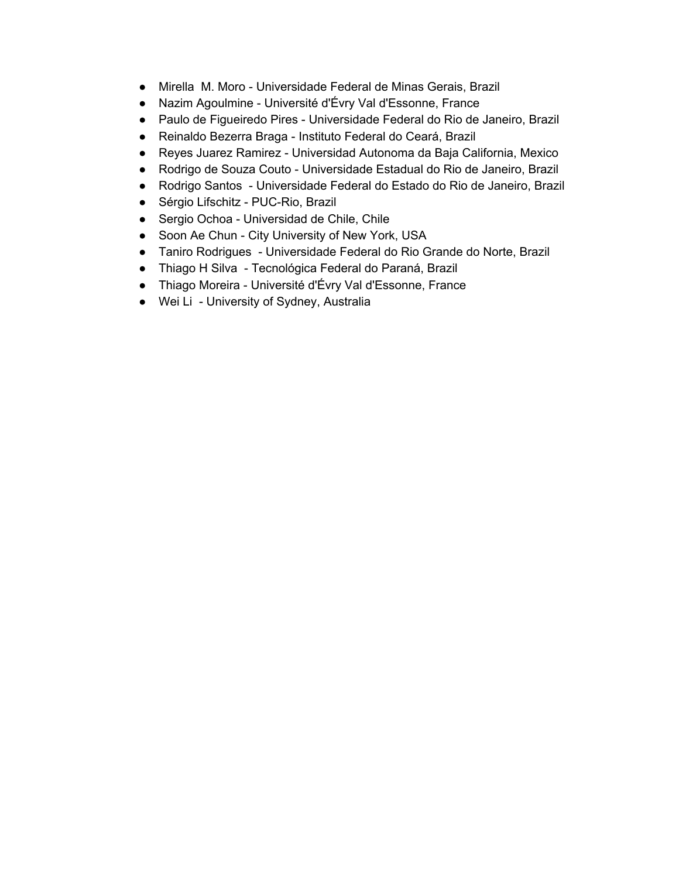- Mirella  M. Moro - Universidade Federal de Minas Gerais, Brazil
- Nazim Agoulmine - Université d'Évry Val d'Essonne, France
- Paulo de Figueiredo Pires - Universidade Federal do Rio de Janeiro, Brazil
- Reinaldo Bezerra Braga - Instituto Federal do Ceará, Brazil
- Reyes Juarez Ramirez - Universidad Autonoma da Baja California, Mexico
- Rodrigo de Souza Couto - Universidade Estadual do Rio de Janeiro, Brazil
- Rodrigo Santos  - Universidade Federal do Estado do Rio de Janeiro, Brazil
- Sérgio Lifschitz - PUC-Rio, Brazil
- Sergio Ochoa - Universidad de Chile, Chile
- Soon Ae Chun - City University of New York, USA
- Taniro Rodrigues  - Universidade Federal do Rio Grande do Norte, Brazil
- Thiago H Silva  - Tecnológica Federal do Paraná, Brazil
- Thiago Moreira - Université d'Évry Val d'Essonne, France
- Wei Li  - University of Sydney, Australia